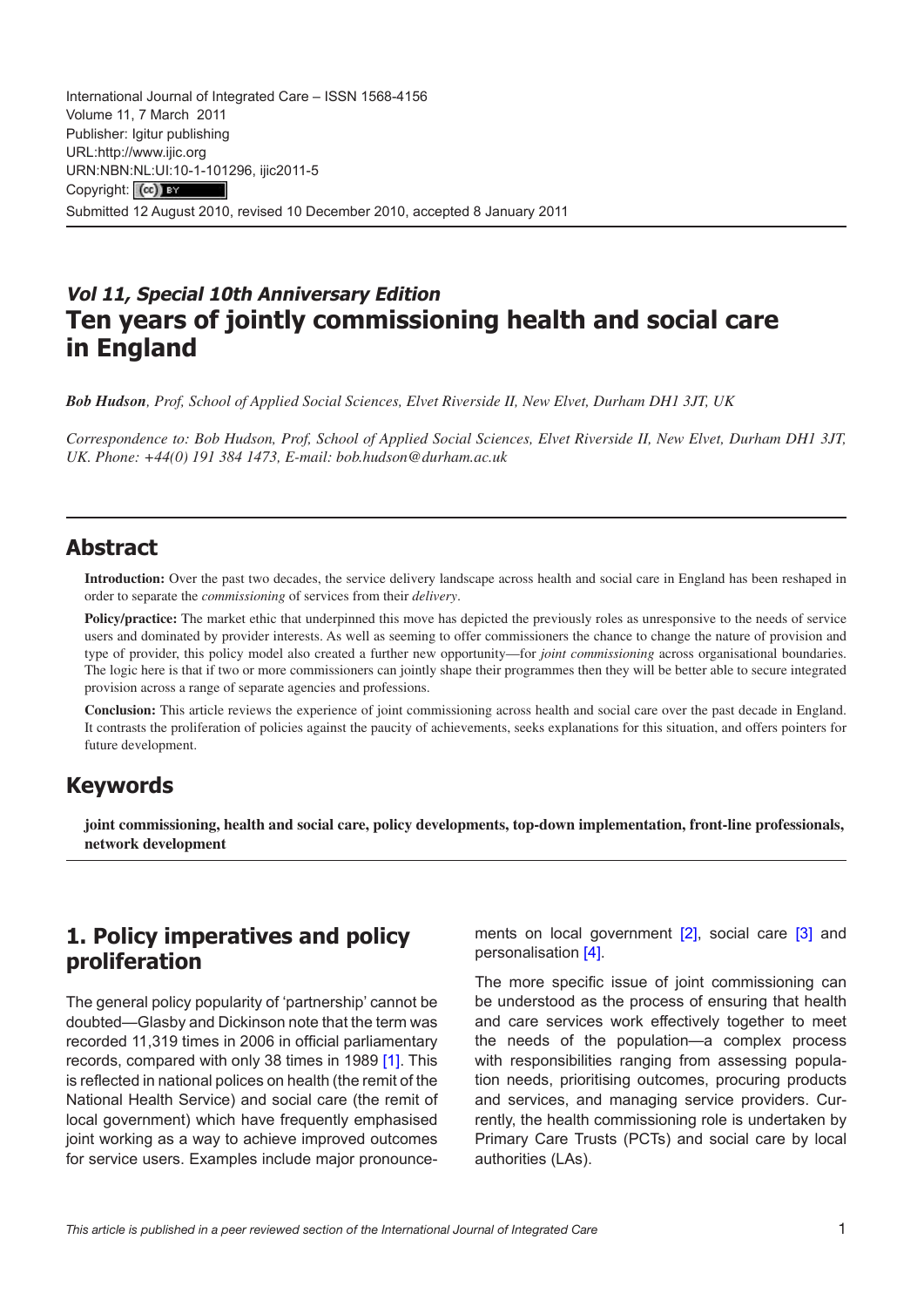International Journal of Integrated Care – ISSN 1568-4156
Volume 11, 7 March 2011
Publisher: Igitur publishing
URL:http://www.ijic.org
URN:NBN:NL:UI:10-1-101296, ijic2011-5
Copyright: (cc) BY
Submitted 12 August 2010, revised 10 December 2010, accepted 8 January 2011

*Vol 11, Special 10th Anniversary Edition*

# Ten years of jointly commissioning health and social care in England

***Bob Hudson**, Prof, School of Applied Social Sciences, Elvet Riverside II, New Elvet, Durham DH1 3JT, UK*

*Correspondence to: Bob Hudson, Prof, School of Applied Social Sciences, Elvet Riverside II, New Elvet, Durham DH1 3JT, UK. Phone: +44(0) 191 384 1473, E-mail: bob.hudson@durham.ac.uk*

## Abstract

**Introduction:** Over the past two decades, the service delivery landscape across health and social care in England has been reshaped in order to separate the *commissioning* of services from their *delivery*.

**Policy/practice:** The market ethic that underpinned this move has depicted the previously roles as unresponsive to the needs of service users and dominated by provider interests. As well as seeming to offer commissioners the chance to change the nature of provision and type of provider, this policy model also created a further new opportunity—for *joint commissioning* across organisational boundaries. The logic here is that if two or more commissioners can jointly shape their programmes then they will be better able to secure integrated provision across a range of separate agencies and professions.

**Conclusion:** This article reviews the experience of joint commissioning across health and social care over the past decade in England. It contrasts the proliferation of policies against the paucity of achievements, seeks explanations for this situation, and offers pointers for future development.

## Keywords

**joint commissioning, health and social care, policy developments, top-down implementation, front-line professionals, network development**

## 1. Policy imperatives and policy proliferation

The general policy popularity of 'partnership' cannot be doubted—Glasby and Dickinson note that the term was recorded 11,319 times in 2006 in official parliamentary records, compared with only 38 times in 1989 [1]. This is reflected in national polices on health (the remit of the National Health Service) and social care (the remit of local government) which have frequently emphasised joint working as a way to achieve improved outcomes for service users. Examples include major pronouncements on local government [2], social care [3] and personalisation [4].

The more specific issue of joint commissioning can be understood as the process of ensuring that health and care services work effectively together to meet the needs of the population—a complex process with responsibilities ranging from assessing population needs, prioritising outcomes, procuring products and services, and managing service providers. Currently, the health commissioning role is undertaken by Primary Care Trusts (PCTs) and social care by local authorities (LAs).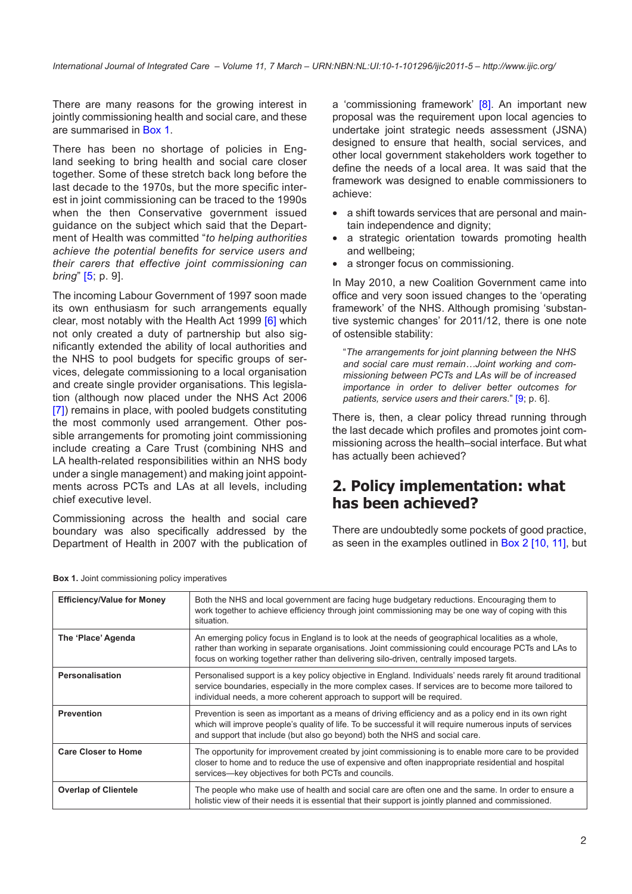There are many reasons for the growing interest in jointly commissioning health and social care, and these are summarised in Box 1.

There has been no shortage of policies in England seeking to bring health and social care closer together. Some of these stretch back long before the last decade to the 1970s, but the more specific interest in joint commissioning can be traced to the 1990s when the then Conservative government issued guidance on the subject which said that the Department of Health was committed "*to helping authorities achieve the potential benefits for service users and their carers that effective joint commissioning can bring*" [5; p. 9].

The incoming Labour Government of 1997 soon made its own enthusiasm for such arrangements equally clear, most notably with the Health Act 1999 [6] which not only created a duty of partnership but also significantly extended the ability of local authorities and the NHS to pool budgets for specific groups of services, delegate commissioning to a local organisation and create single provider organisations. This legislation (although now placed under the NHS Act 2006 [7]) remains in place, with pooled budgets constituting the most commonly used arrangement. Other possible arrangements for promoting joint commissioning include creating a Care Trust (combining NHS and LA health-related responsibilities within an NHS body under a single management) and making joint appointments across PCTs and LAs at all levels, including chief executive level.

Commissioning across the health and social care boundary was also specifically addressed by the Department of Health in 2007 with the publication of a 'commissioning framework' [8]. An important new proposal was the requirement upon local agencies to undertake joint strategic needs assessment (JSNA) designed to ensure that health, social services, and other local government stakeholders work together to define the needs of a local area. It was said that the framework was designed to enable commissioners to achieve:

- a shift towards services that are personal and maintain independence and dignity;
- a strategic orientation towards promoting health and wellbeing;
- a stronger focus on commissioning.

In May 2010, a new Coalition Government came into office and very soon issued changes to the 'operating framework' of the NHS. Although promising 'substantive systemic changes' for 2011/12, there is one note of ostensible stability:

> "*The arrangements for joint planning between the NHS and social care must remain…Joint working and commissioning between PCTs and LAs will be of increased importance in order to deliver better outcomes for patients, service users and their carers.*" [9; p. 6].

There is, then, a clear policy thread running through the last decade which profiles and promotes joint commissioning across the health–social interface. But what has actually been achieved?

## 2. Policy implementation: what has been achieved?

There are undoubtedly some pockets of good practice, as seen in the examples outlined in Box 2 [10, 11], but

**Box 1.** Joint commissioning policy imperatives

| | |
|---|---|
| **Efficiency/Value for Money** | Both the NHS and local government are facing huge budgetary reductions. Encouraging them to work together to achieve efficiency through joint commissioning may be one way of coping with this situation. |
| **The 'Place' Agenda** | An emerging policy focus in England is to look at the needs of geographical localities as a whole, rather than working in separate organisations. Joint commissioning could encourage PCTs and LAs to focus on working together rather than delivering silo-driven, centrally imposed targets. |
| **Personalisation** | Personalised support is a key policy objective in England. Individuals' needs rarely fit around traditional service boundaries, especially in the more complex cases. If services are to become more tailored to individual needs, a more coherent approach to support will be required. |
| **Prevention** | Prevention is seen as important as a means of driving efficiency and as a policy end in its own right which will improve people's quality of life. To be successful it will require numerous inputs of services and support that include (but also go beyond) both the NHS and social care. |
| **Care Closer to Home** | The opportunity for improvement created by joint commissioning is to enable more care to be provided closer to home and to reduce the use of expensive and often inappropriate residential and hospital services—key objectives for both PCTs and councils. |
| **Overlap of Clientele** | The people who make use of health and social care are often one and the same. In order to ensure a holistic view of their needs it is essential that their support is jointly planned and commissioned. |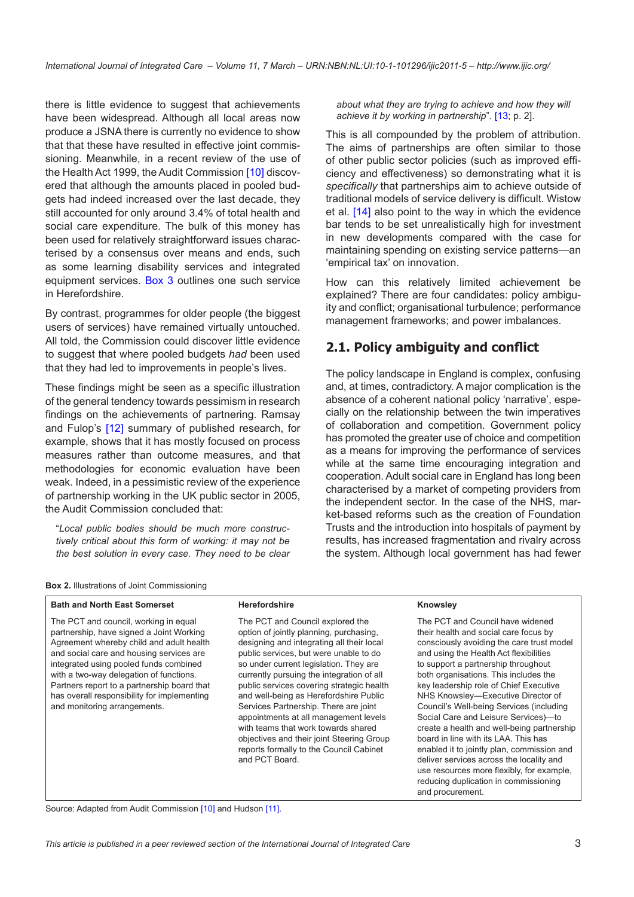there is little evidence to suggest that achievements have been widespread. Although all local areas now produce a JSNA there is currently no evidence to show that that these have resulted in effective joint commissioning. Meanwhile, in a recent review of the use of the Health Act 1999, the Audit Commission [10] discovered that although the amounts placed in pooled budgets had indeed increased over the last decade, they still accounted for only around 3.4% of total health and social care expenditure. The bulk of this money has been used for relatively straightforward issues characterised by a consensus over means and ends, such as some learning disability services and integrated equipment services. Box 3 outlines one such service in Herefordshire.

By contrast, programmes for older people (the biggest users of services) have remained virtually untouched. All told, the Commission could discover little evidence to suggest that where pooled budgets *had* been used that they had led to improvements in people's lives.

These findings might be seen as a specific illustration of the general tendency towards pessimism in research findings on the achievements of partnering. Ramsay and Fulop's [12] summary of published research, for example, shows that it has mostly focused on process measures rather than outcome measures, and that methodologies for economic evaluation have been weak. Indeed, in a pessimistic review of the experience of partnership working in the UK public sector in 2005, the Audit Commission concluded that:

> "*Local public bodies should be much more constructively critical about this form of working: it may not be the best solution in every case. They need to be clear about what they are trying to achieve and how they will achieve it by working in partnership*". [13; p. 2].

This is all compounded by the problem of attribution. The aims of partnerships are often similar to those of other public sector policies (such as improved efficiency and effectiveness) so demonstrating what it is *specifically* that partnerships aim to achieve outside of traditional models of service delivery is difficult. Wistow et al. [14] also point to the way in which the evidence bar tends to be set unrealistically high for investment in new developments compared with the case for maintaining spending on existing service patterns—an 'empirical tax' on innovation.

How can this relatively limited achievement be explained? There are four candidates: policy ambiguity and conflict; organisational turbulence; performance management frameworks; and power imbalances.

## 2.1. Policy ambiguity and conflict

The policy landscape in England is complex, confusing and, at times, contradictory. A major complication is the absence of a coherent national policy 'narrative', especially on the relationship between the twin imperatives of collaboration and competition. Government policy has promoted the greater use of choice and competition as a means for improving the performance of services while at the same time encouraging integration and cooperation. Adult social care in England has long been characterised by a market of competing providers from the independent sector. In the case of the NHS, market-based reforms such as the creation of Foundation Trusts and the introduction into hospitals of payment by results, has increased fragmentation and rivalry across the system. Although local government has had fewer

**Box 2.** Illustrations of Joint Commissioning

| Bath and North East Somerset | Herefordshire | Knowsley |
|---|---|---|
| The PCT and council, working in equal partnership, have signed a Joint Working Agreement whereby child and adult health and social care and housing services are integrated using pooled funds combined with a two-way delegation of functions. Partners report to a partnership board that has overall responsibility for implementing and monitoring arrangements. | The PCT and Council explored the option of jointly planning, purchasing, designing and integrating all their local public services, but were unable to do so under current legislation. They are currently pursuing the integration of all public services covering strategic health and well-being as Herefordshire Public Services Partnership. There are joint appointments at all management levels with teams that work towards shared objectives and their joint Steering Group reports formally to the Council Cabinet and PCT Board. | The PCT and Council have widened their health and social care focus by consciously avoiding the care trust model and using the Health Act flexibilities to support a partnership throughout both organisations. This includes the key leadership role of Chief Executive NHS Knowsley—Executive Director of Council's Well-being Services (including Social Care and Leisure Services)—to create a health and well-being partnership board in line with its LAA. This has enabled it to jointly plan, commission and deliver services across the locality and use resources more flexibly, for example, reducing duplication in commissioning and procurement. |

Source: Adapted from Audit Commission [10] and Hudson [11].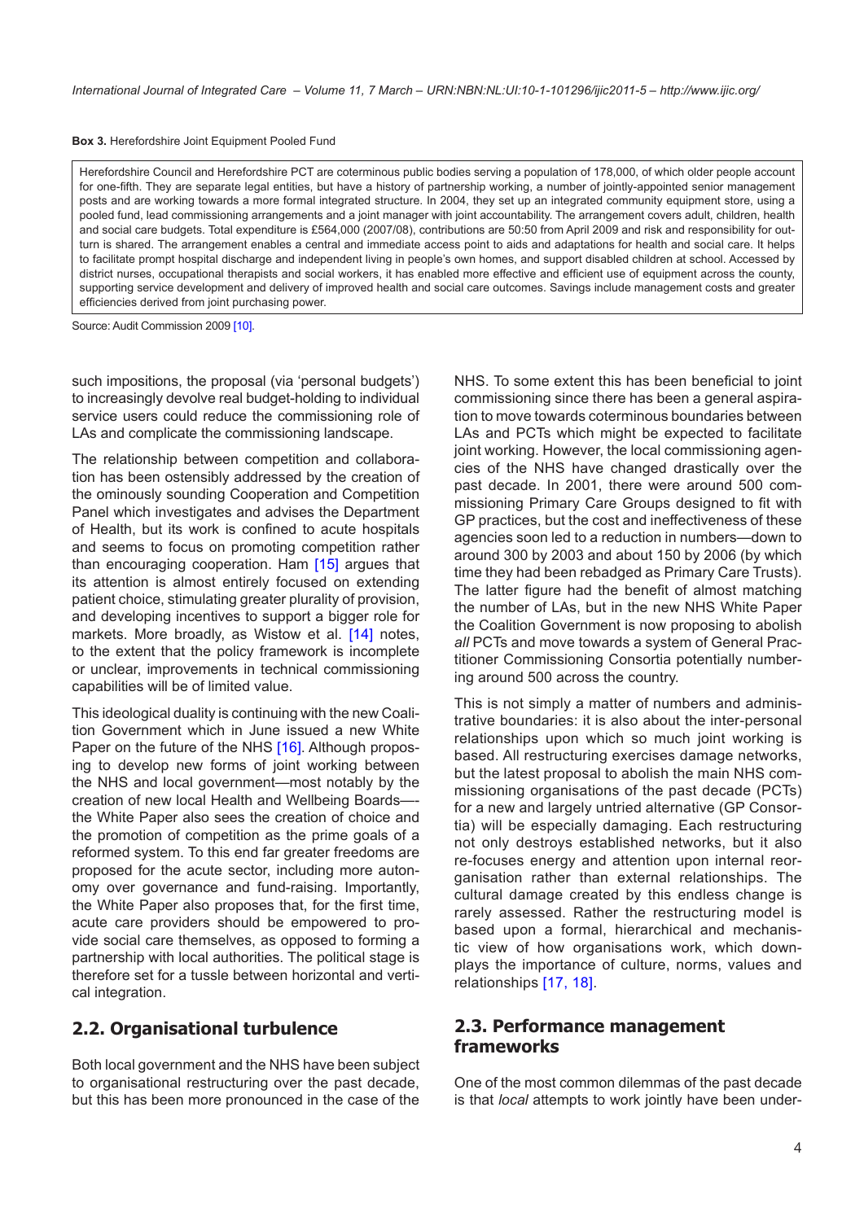**Box 3.** Herefordshire Joint Equipment Pooled Fund

> Herefordshire Council and Herefordshire PCT are coterminous public bodies serving a population of 178,000, of which older people account for one-fifth. They are separate legal entities, but have a history of partnership working, a number of jointly-appointed senior management posts and are working towards a more formal integrated structure. In 2004, they set up an integrated community equipment store, using a pooled fund, lead commissioning arrangements and a joint manager with joint accountability. The arrangement covers adult, children, health and social care budgets. Total expenditure is £564,000 (2007/08), contributions are 50:50 from April 2009 and risk and responsibility for outturn is shared. The arrangement enables a central and immediate access point to aids and adaptations for health and social care. It helps to facilitate prompt hospital discharge and independent living in people's own homes, and support disabled children at school. Accessed by district nurses, occupational therapists and social workers, it has enabled more effective and efficient use of equipment across the county, supporting service development and delivery of improved health and social care outcomes. Savings include management costs and greater efficiencies derived from joint purchasing power.

Source: Audit Commission 2009 [10].

such impositions, the proposal (via 'personal budgets') to increasingly devolve real budget-holding to individual service users could reduce the commissioning role of LAs and complicate the commissioning landscape.

The relationship between competition and collaboration has been ostensibly addressed by the creation of the ominously sounding Cooperation and Competition Panel which investigates and advises the Department of Health, but its work is confined to acute hospitals and seems to focus on promoting competition rather than encouraging cooperation. Ham [15] argues that its attention is almost entirely focused on extending patient choice, stimulating greater plurality of provision, and developing incentives to support a bigger role for markets. More broadly, as Wistow et al. [14] notes, to the extent that the policy framework is incomplete or unclear, improvements in technical commissioning capabilities will be of limited value.

This ideological duality is continuing with the new Coalition Government which in June issued a new White Paper on the future of the NHS [16]. Although proposing to develop new forms of joint working between the NHS and local government—most notably by the creation of new local Health and Wellbeing Boards—the White Paper also sees the creation of choice and the promotion of competition as the prime goals of a reformed system. To this end far greater freedoms are proposed for the acute sector, including more autonomy over governance and fund-raising. Importantly, the White Paper also proposes that, for the first time, acute care providers should be empowered to provide social care themselves, as opposed to forming a partnership with local authorities. The political stage is therefore set for a tussle between horizontal and vertical integration.

## 2.2. Organisational turbulence

Both local government and the NHS have been subject to organisational restructuring over the past decade, but this has been more pronounced in the case of the NHS. To some extent this has been beneficial to joint commissioning since there has been a general aspiration to move towards coterminous boundaries between LAs and PCTs which might be expected to facilitate joint working. However, the local commissioning agencies of the NHS have changed drastically over the past decade. In 2001, there were around 500 commissioning Primary Care Groups designed to fit with GP practices, but the cost and ineffectiveness of these agencies soon led to a reduction in numbers—down to around 300 by 2003 and about 150 by 2006 (by which time they had been rebadged as Primary Care Trusts). The latter figure had the benefit of almost matching the number of LAs, but in the new NHS White Paper the Coalition Government is now proposing to abolish *all* PCTs and move towards a system of General Practitioner Commissioning Consortia potentially numbering around 500 across the country.

This is not simply a matter of numbers and administrative boundaries: it is also about the inter-personal relationships upon which so much joint working is based. All restructuring exercises damage networks, but the latest proposal to abolish the main NHS commissioning organisations of the past decade (PCTs) for a new and largely untried alternative (GP Consortia) will be especially damaging. Each restructuring not only destroys established networks, but it also re-focuses energy and attention upon internal reorganisation rather than external relationships. The cultural damage created by this endless change is rarely assessed. Rather the restructuring model is based upon a formal, hierarchical and mechanistic view of how organisations work, which downplays the importance of culture, norms, values and relationships [17, 18].

## 2.3. Performance management frameworks

One of the most common dilemmas of the past decade is that *local* attempts to work jointly have been under-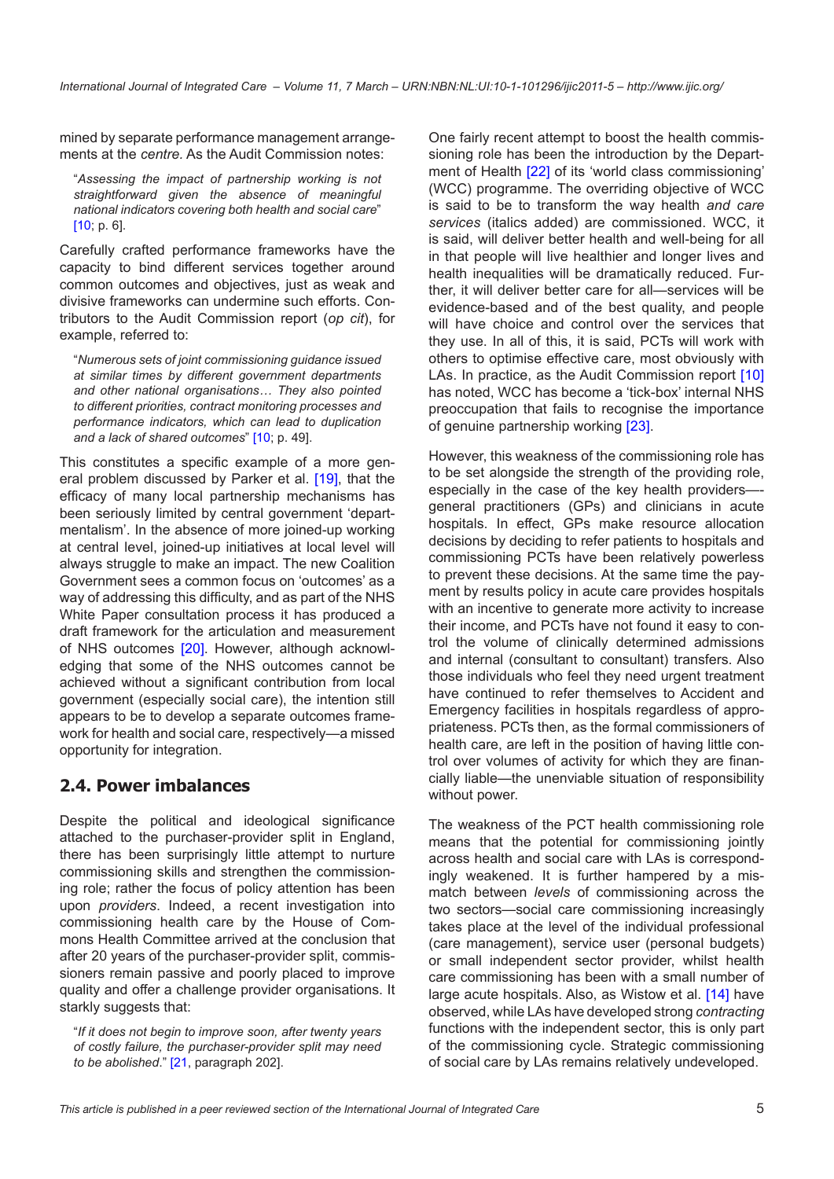mined by separate performance management arrangements at the *centre.* As the Audit Commission notes:

> "*Assessing the impact of partnership working is not straightforward given the absence of meaningful national indicators covering both health and social care*" [10; p. 6].

Carefully crafted performance frameworks have the capacity to bind different services together around common outcomes and objectives, just as weak and divisive frameworks can undermine such efforts. Contributors to the Audit Commission report (*op cit*), for example, referred to:

> "*Numerous sets of joint commissioning guidance issued at similar times by different government departments and other national organisations… They also pointed to different priorities, contract monitoring processes and performance indicators, which can lead to duplication and a lack of shared outcomes*" [10; p. 49].

This constitutes a specific example of a more general problem discussed by Parker et al. [19], that the efficacy of many local partnership mechanisms has been seriously limited by central government 'departmentalism'. In the absence of more joined-up working at central level, joined-up initiatives at local level will always struggle to make an impact. The new Coalition Government sees a common focus on 'outcomes' as a way of addressing this difficulty, and as part of the NHS White Paper consultation process it has produced a draft framework for the articulation and measurement of NHS outcomes [20]. However, although acknowledging that some of the NHS outcomes cannot be achieved without a significant contribution from local government (especially social care), the intention still appears to be to develop a separate outcomes framework for health and social care, respectively—a missed opportunity for integration.

## 2.4. Power imbalances

Despite the political and ideological significance attached to the purchaser-provider split in England, there has been surprisingly little attempt to nurture commissioning skills and strengthen the commissioning role; rather the focus of policy attention has been upon *providers*. Indeed, a recent investigation into commissioning health care by the House of Commons Health Committee arrived at the conclusion that after 20 years of the purchaser-provider split, commissioners remain passive and poorly placed to improve quality and offer a challenge provider organisations. It starkly suggests that:

> "*If it does not begin to improve soon, after twenty years of costly failure, the purchaser-provider split may need to be abolished.*" [21, paragraph 202].

One fairly recent attempt to boost the health commissioning role has been the introduction by the Department of Health [22] of its 'world class commissioning' (WCC) programme. The overriding objective of WCC is said to be to transform the way health *and care services* (italics added) are commissioned. WCC, it is said, will deliver better health and well-being for all in that people will live healthier and longer lives and health inequalities will be dramatically reduced. Further, it will deliver better care for all—services will be evidence-based and of the best quality, and people will have choice and control over the services that they use. In all of this, it is said, PCTs will work with others to optimise effective care, most obviously with LAs. In practice, as the Audit Commission report [10] has noted, WCC has become a 'tick-box' internal NHS preoccupation that fails to recognise the importance of genuine partnership working [23].

However, this weakness of the commissioning role has to be set alongside the strength of the providing role, especially in the case of the key health providers—-general practitioners (GPs) and clinicians in acute hospitals. In effect, GPs make resource allocation decisions by deciding to refer patients to hospitals and commissioning PCTs have been relatively powerless to prevent these decisions. At the same time the payment by results policy in acute care provides hospitals with an incentive to generate more activity to increase their income, and PCTs have not found it easy to control the volume of clinically determined admissions and internal (consultant to consultant) transfers. Also those individuals who feel they need urgent treatment have continued to refer themselves to Accident and Emergency facilities in hospitals regardless of appropriateness. PCTs then, as the formal commissioners of health care, are left in the position of having little control over volumes of activity for which they are financially liable—the unenviable situation of responsibility without power.

The weakness of the PCT health commissioning role means that the potential for commissioning jointly across health and social care with LAs is correspondingly weakened. It is further hampered by a mismatch between *levels* of commissioning across the two sectors—social care commissioning increasingly takes place at the level of the individual professional (care management), service user (personal budgets) or small independent sector provider, whilst health care commissioning has been with a small number of large acute hospitals. Also, as Wistow et al. [14] have observed, while LAs have developed strong *contracting* functions with the independent sector, this is only part of the commissioning cycle. Strategic commissioning of social care by LAs remains relatively undeveloped.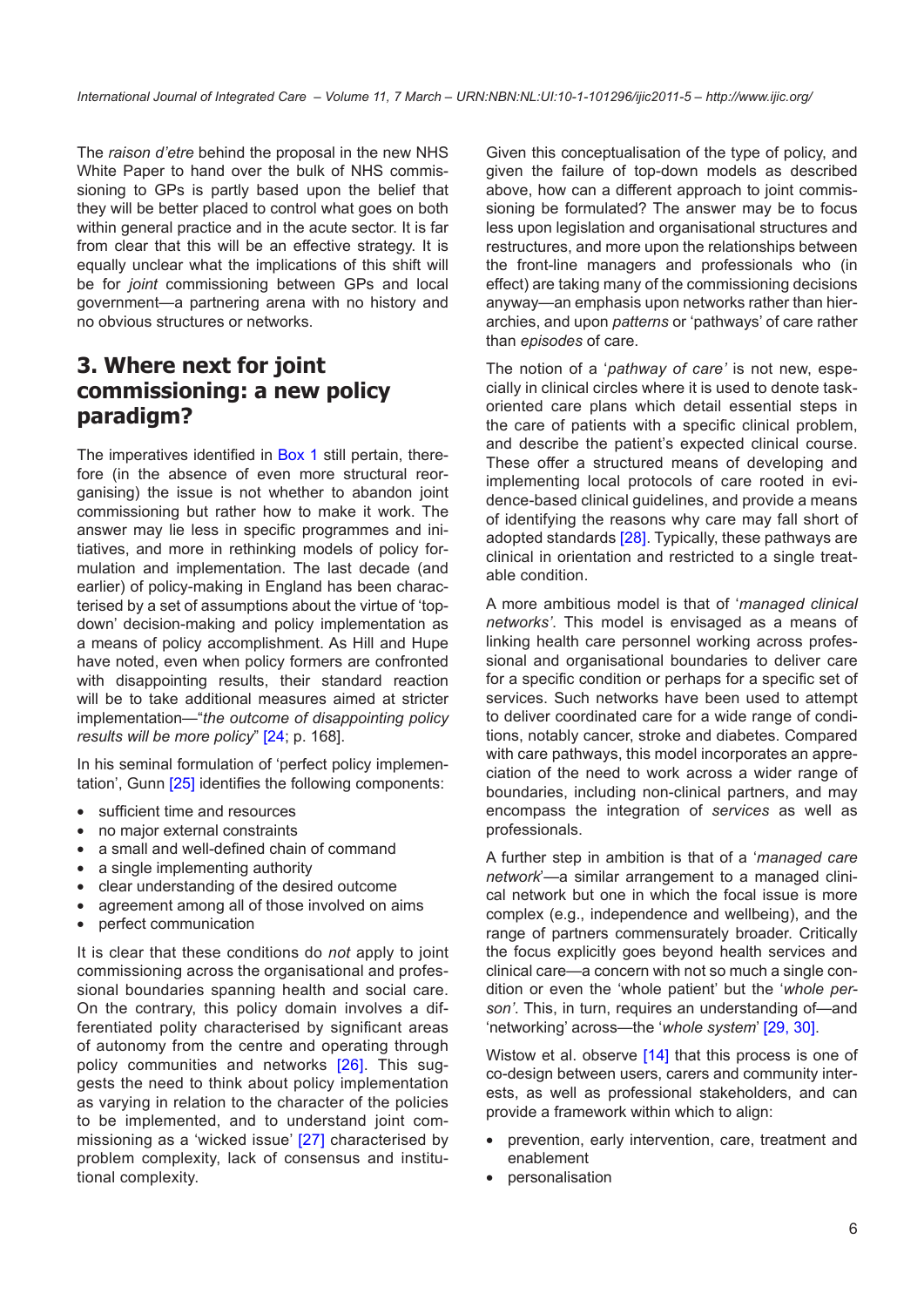The *raison d'etre* behind the proposal in the new NHS White Paper to hand over the bulk of NHS commissioning to GPs is partly based upon the belief that they will be better placed to control what goes on both within general practice and in the acute sector. It is far from clear that this will be an effective strategy. It is equally unclear what the implications of this shift will be for *joint* commissioning between GPs and local government—a partnering arena with no history and no obvious structures or networks.

## 3. Where next for joint commissioning: a new policy paradigm?

The imperatives identified in Box 1 still pertain, therefore (in the absence of even more structural reorganising) the issue is not whether to abandon joint commissioning but rather how to make it work. The answer may lie less in specific programmes and initiatives, and more in rethinking models of policy formulation and implementation. The last decade (and earlier) of policy-making in England has been characterised by a set of assumptions about the virtue of 'top-down' decision-making and policy implementation as a means of policy accomplishment. As Hill and Hupe have noted, even when policy formers are confronted with disappointing results, their standard reaction will be to take additional measures aimed at stricter implementation—"*the outcome of disappointing policy results will be more policy*" [24; p. 168].

In his seminal formulation of 'perfect policy implementation', Gunn [25] identifies the following components:

- sufficient time and resources
- no major external constraints
- a small and well-defined chain of command
- a single implementing authority
- clear understanding of the desired outcome
- agreement among all of those involved on aims
- perfect communication

It is clear that these conditions do *not* apply to joint commissioning across the organisational and professional boundaries spanning health and social care. On the contrary, this policy domain involves a differentiated polity characterised by significant areas of autonomy from the centre and operating through policy communities and networks [26]. This suggests the need to think about policy implementation as varying in relation to the character of the policies to be implemented, and to understand joint commissioning as a 'wicked issue' [27] characterised by problem complexity, lack of consensus and institutional complexity.

Given this conceptualisation of the type of policy, and given the failure of top-down models as described above, how can a different approach to joint commissioning be formulated? The answer may be to focus less upon legislation and organisational structures and restructures, and more upon the relationships between the front-line managers and professionals who (in effect) are taking many of the commissioning decisions anyway—an emphasis upon networks rather than hierarchies, and upon *patterns* or 'pathways' of care rather than *episodes* of care.

The notion of a '*pathway of care*' is not new, especially in clinical circles where it is used to denote task-oriented care plans which detail essential steps in the care of patients with a specific clinical problem, and describe the patient's expected clinical course. These offer a structured means of developing and implementing local protocols of care rooted in evidence-based clinical guidelines, and provide a means of identifying the reasons why care may fall short of adopted standards [28]. Typically, these pathways are clinical in orientation and restricted to a single treatable condition.

A more ambitious model is that of '*managed clinical networks*'. This model is envisaged as a means of linking health care personnel working across professional and organisational boundaries to deliver care for a specific condition or perhaps for a specific set of services. Such networks have been used to attempt to deliver coordinated care for a wide range of conditions, notably cancer, stroke and diabetes. Compared with care pathways, this model incorporates an appreciation of the need to work across a wider range of boundaries, including non-clinical partners, and may encompass the integration of *services* as well as professionals.

A further step in ambition is that of a '*managed care network*'—a similar arrangement to a managed clinical network but one in which the focal issue is more complex (e.g., independence and wellbeing), and the range of partners commensurately broader. Critically the focus explicitly goes beyond health services and clinical care—a concern with not so much a single condition or even the 'whole patient' but the '*whole person*'. This, in turn, requires an understanding of—and 'networking' across—the '*whole system*' [29, 30].

Wistow et al. observe [14] that this process is one of co-design between users, carers and community interests, as well as professional stakeholders, and can provide a framework within which to align:

- prevention, early intervention, care, treatment and enablement
- personalisation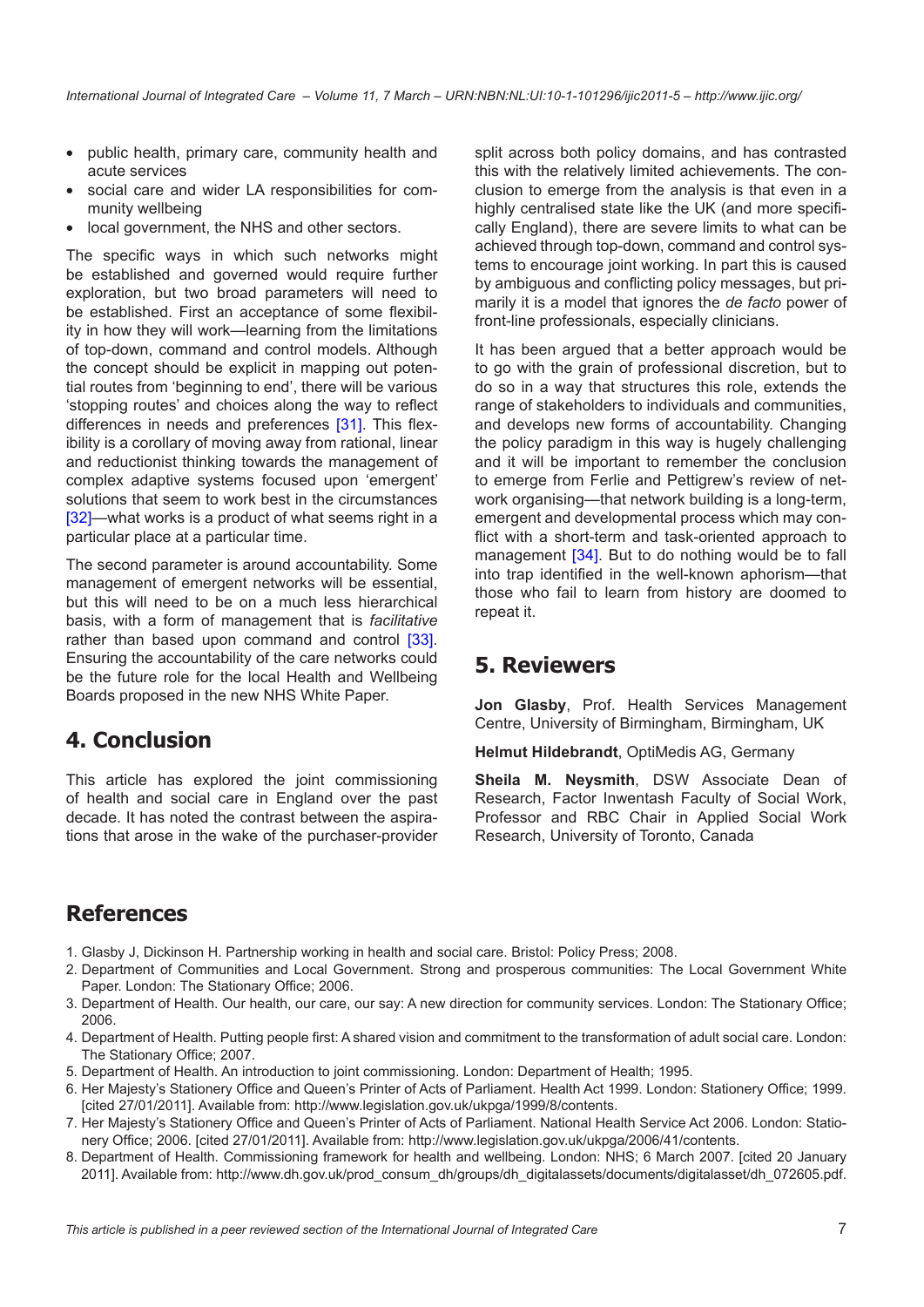- public health, primary care, community health and acute services
- social care and wider LA responsibilities for community wellbeing
- local government, the NHS and other sectors.

The specific ways in which such networks might be established and governed would require further exploration, but two broad parameters will need to be established. First an acceptance of some flexibility in how they will work—learning from the limitations of top-down, command and control models. Although the concept should be explicit in mapping out potential routes from 'beginning to end', there will be various 'stopping routes' and choices along the way to reflect differences in needs and preferences [31]. This flexibility is a corollary of moving away from rational, linear and reductionist thinking towards the management of complex adaptive systems focused upon 'emergent' solutions that seem to work best in the circumstances [32]—what works is a product of what seems right in a particular place at a particular time.

The second parameter is around accountability. Some management of emergent networks will be essential, but this will need to be on a much less hierarchical basis, with a form of management that is *facilitative* rather than based upon command and control [33]. Ensuring the accountability of the care networks could be the future role for the local Health and Wellbeing Boards proposed in the new NHS White Paper.

## 4. Conclusion

This article has explored the joint commissioning of health and social care in England over the past decade. It has noted the contrast between the aspirations that arose in the wake of the purchaser-provider split across both policy domains, and has contrasted this with the relatively limited achievements. The conclusion to emerge from the analysis is that even in a highly centralised state like the UK (and more specifically England), there are severe limits to what can be achieved through top-down, command and control systems to encourage joint working. In part this is caused by ambiguous and conflicting policy messages, but primarily it is a model that ignores the *de facto* power of front-line professionals, especially clinicians.

It has been argued that a better approach would be to go with the grain of professional discretion, but to do so in a way that structures this role, extends the range of stakeholders to individuals and communities, and develops new forms of accountability. Changing the policy paradigm in this way is hugely challenging and it will be important to remember the conclusion to emerge from Ferlie and Pettigrew's review of network organising—that network building is a long-term, emergent and developmental process which may conflict with a short-term and task-oriented approach to management [34]. But to do nothing would be to fall into trap identified in the well-known aphorism—that those who fail to learn from history are doomed to repeat it.

## 5. Reviewers

**Jon Glasby**, Prof. Health Services Management Centre, University of Birmingham, Birmingham, UK

**Helmut Hildebrandt**, OptiMedis AG, Germany

**Sheila M. Neysmith**, DSW Associate Dean of Research, Factor Inwentash Faculty of Social Work, Professor and RBC Chair in Applied Social Work Research, University of Toronto, Canada

## References

1. Glasby J, Dickinson H. Partnership working in health and social care. Bristol: Policy Press; 2008.
2. Department of Communities and Local Government. Strong and prosperous communities: The Local Government White Paper. London: The Stationary Office; 2006.
3. Department of Health. Our health, our care, our say: A new direction for community services. London: The Stationary Office; 2006.
4. Department of Health. Putting people first: A shared vision and commitment to the transformation of adult social care. London: The Stationary Office; 2007.
5. Department of Health. An introduction to joint commissioning. London: Department of Health; 1995.
6. Her Majesty's Stationery Office and Queen's Printer of Acts of Parliament. Health Act 1999. London: Stationery Office; 1999. [cited 27/01/2011]. Available from: http://www.legislation.gov.uk/ukpga/1999/8/contents.
7. Her Majesty's Stationery Office and Queen's Printer of Acts of Parliament. National Health Service Act 2006. London: Stationery Office; 2006. [cited 27/01/2011]. Available from: http://www.legislation.gov.uk/ukpga/2006/41/contents.
8. Department of Health. Commissioning framework for health and wellbeing. London: NHS; 6 March 2007. [cited 20 January 2011]. Available from: http://www.dh.gov.uk/prod_consum_dh/groups/dh_digitalassets/documents/digitalasset/dh_072605.pdf.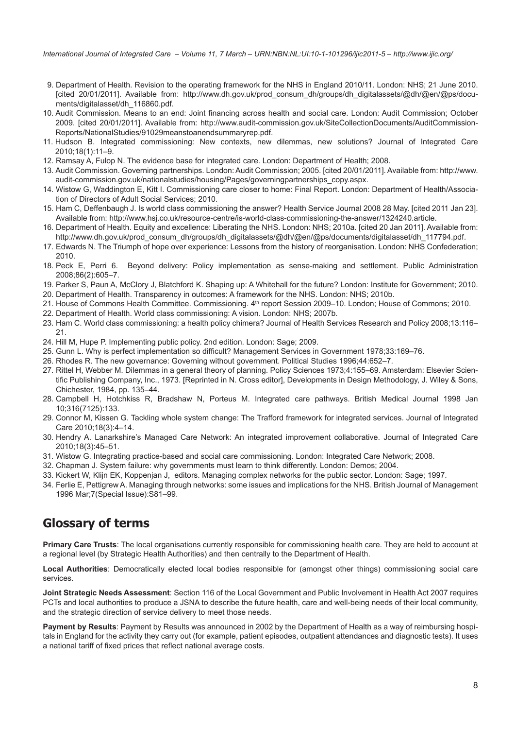9. Department of Health. Revision to the operating framework for the NHS in England 2010/11. London: NHS; 21 June 2010. [cited 20/01/2011]. Available from: http://www.dh.gov.uk/prod_consum_dh/groups/dh_digitalassets/@dh/@en/@ps/documents/digitalasset/dh_116860.pdf.
10. Audit Commission. Means to an end: Joint financing across health and social care. London: Audit Commission; October 2009. [cited 20/01/2011]. Available from: http://www.audit-commission.gov.uk/SiteCollectionDocuments/AuditCommissionReports/NationalStudies/91029meanstoanendsummaryrep.pdf.
11. Hudson B. Integrated commissioning: New contexts, new dilemmas, new solutions? Journal of Integrated Care 2010;18(1):11–9.
12. Ramsay A, Fulop N. The evidence base for integrated care. London: Department of Health; 2008.
13. Audit Commission. Governing partnerships. London: Audit Commission; 2005. [cited 20/01/2011]. Available from: http://www.audit-commission.gov.uk/nationalstudies/housing/Pages/governingpartnerships_copy.aspx.
14. Wistow G, Waddington E, Kitt I. Commissioning care closer to home: Final Report. London: Department of Health/Association of Directors of Adult Social Services; 2010.
15. Ham C, Deffenbaugh J. Is world class commissioning the answer? Health Service Journal 2008 28 May. [cited 2011 Jan 23]. Available from: http://www.hsj.co.uk/resource-centre/is-world-class-commissioning-the-answer/1324240.article.
16. Department of Health. Equity and excellence: Liberating the NHS. London: NHS; 2010a. [cited 20 Jan 2011]. Available from: http://www.dh.gov.uk/prod_consum_dh/groups/dh_digitalassets/@dh/@en/@ps/documents/digitalasset/dh_117794.pdf.
17. Edwards N. The Triumph of hope over experience: Lessons from the history of reorganisation. London: NHS Confederation; 2010.
18. Peck E, Perri 6. Beyond delivery: Policy implementation as sense-making and settlement. Public Administration 2008;86(2):605–7.
19. Parker S, Paun A, McClory J, Blatchford K. Shaping up: A Whitehall for the future? London: Institute for Government; 2010.
20. Department of Health. Transparency in outcomes: A framework for the NHS. London: NHS; 2010b.
21. House of Commons Health Committee. Commissioning. 4th report Session 2009–10. London; House of Commons; 2010.
22. Department of Health. World class commissioning: A vision. London: NHS; 2007b.
23. Ham C. World class commissioning: a health policy chimera? Journal of Health Services Research and Policy 2008;13:116–21.
24. Hill M, Hupe P. Implementing public policy. 2nd edition. London: Sage; 2009.
25. Gunn L. Why is perfect implementation so difficult? Management Services in Government 1978;33:169–76.
26. Rhodes R. The new governance: Governing without government. Political Studies 1996;44:652–7.
27. Rittel H, Webber M. Dilemmas in a general theory of planning. Policy Sciences 1973;4:155–69. Amsterdam: Elsevier Scientific Publishing Company, Inc., 1973. [Reprinted in N. Cross editor], Developments in Design Methodology, J. Wiley & Sons, Chichester, 1984, pp. 135–44.
28. Campbell H, Hotchkiss R, Bradshaw N, Porteus M. Integrated care pathways. British Medical Journal 1998 Jan 10;316(7125):133.
29. Connor M, Kissen G. Tackling whole system change: The Trafford framework for integrated services. Journal of Integrated Care 2010;18(3):4–14.
30. Hendry A. Lanarkshire's Managed Care Network: An integrated improvement collaborative. Journal of Integrated Care 2010;18(3):45–51.
31. Wistow G. Integrating practice-based and social care commissioning. London: Integrated Care Network; 2008.
32. Chapman J. System failure: why governments must learn to think differently. London: Demos; 2004.
33. Kickert W, Klijn EK, Koppenjan J, editors. Managing complex networks for the public sector. London: Sage; 1997.
34. Ferlie E, Pettigrew A. Managing through networks: some issues and implications for the NHS. British Journal of Management 1996 Mar;7(Special Issue):S81–99.

## Glossary of terms

**Primary Care Trusts**: The local organisations currently responsible for commissioning health care. They are held to account at a regional level (by Strategic Health Authorities) and then centrally to the Department of Health.

**Local Authorities**: Democratically elected local bodies responsible for (amongst other things) commissioning social care services.

**Joint Strategic Needs Assessment**: Section 116 of the Local Government and Public Involvement in Health Act 2007 requires PCTs and local authorities to produce a JSNA to describe the future health, care and well-being needs of their local community, and the strategic direction of service delivery to meet those needs.

**Payment by Results**: Payment by Results was announced in 2002 by the Department of Health as a way of reimbursing hospitals in England for the activity they carry out (for example, patient episodes, outpatient attendances and diagnostic tests). It uses a national tariff of fixed prices that reflect national average costs.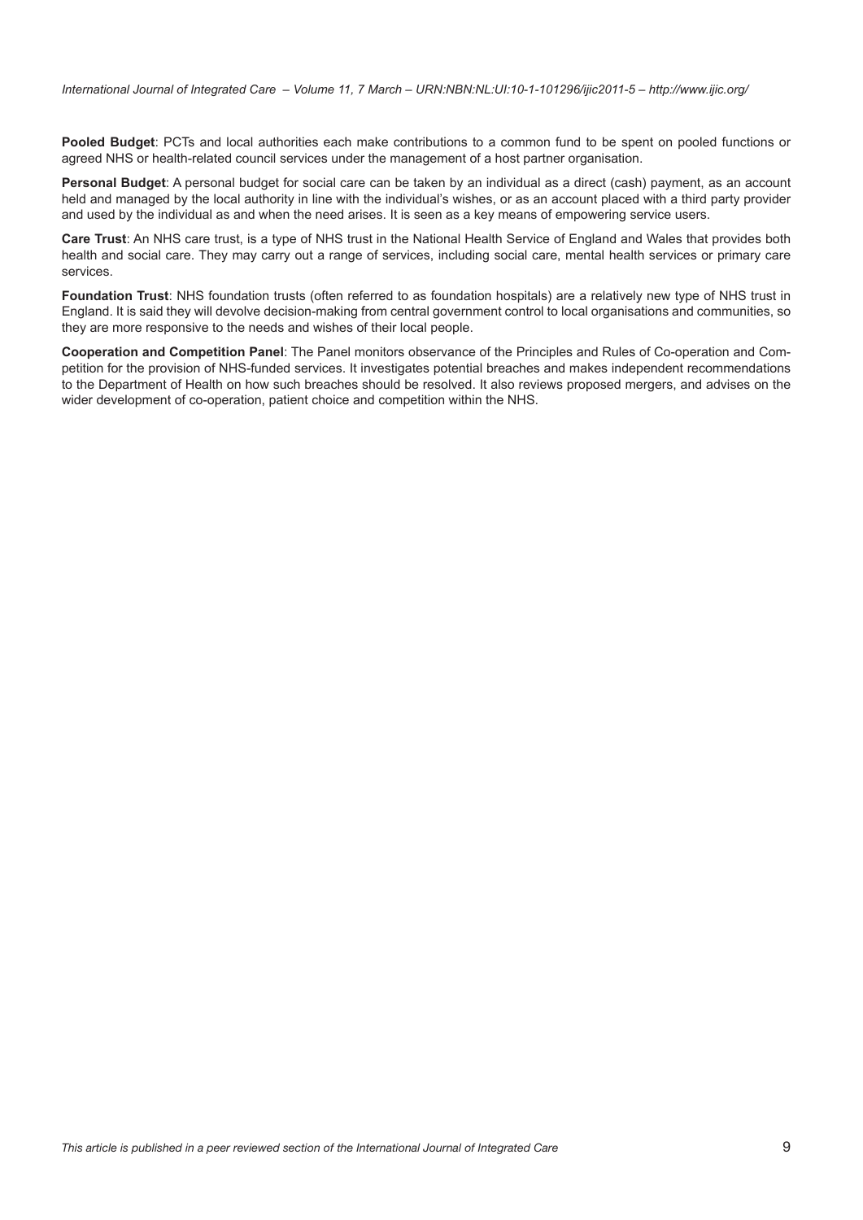**Pooled Budget**: PCTs and local authorities each make contributions to a common fund to be spent on pooled functions or agreed NHS or health-related council services under the management of a host partner organisation.

**Personal Budget**: A personal budget for social care can be taken by an individual as a direct (cash) payment, as an account held and managed by the local authority in line with the individual's wishes, or as an account placed with a third party provider and used by the individual as and when the need arises. It is seen as a key means of empowering service users.

**Care Trust**: An NHS care trust, is a type of NHS trust in the National Health Service of England and Wales that provides both health and social care. They may carry out a range of services, including social care, mental health services or primary care services.

**Foundation Trust**: NHS foundation trusts (often referred to as foundation hospitals) are a relatively new type of NHS trust in England. It is said they will devolve decision-making from central government control to local organisations and communities, so they are more responsive to the needs and wishes of their local people.

**Cooperation and Competition Panel**: The Panel monitors observance of the Principles and Rules of Co-operation and Competition for the provision of NHS-funded services. It investigates potential breaches and makes independent recommendations to the Department of Health on how such breaches should be resolved. It also reviews proposed mergers, and advises on the wider development of co-operation, patient choice and competition within the NHS.